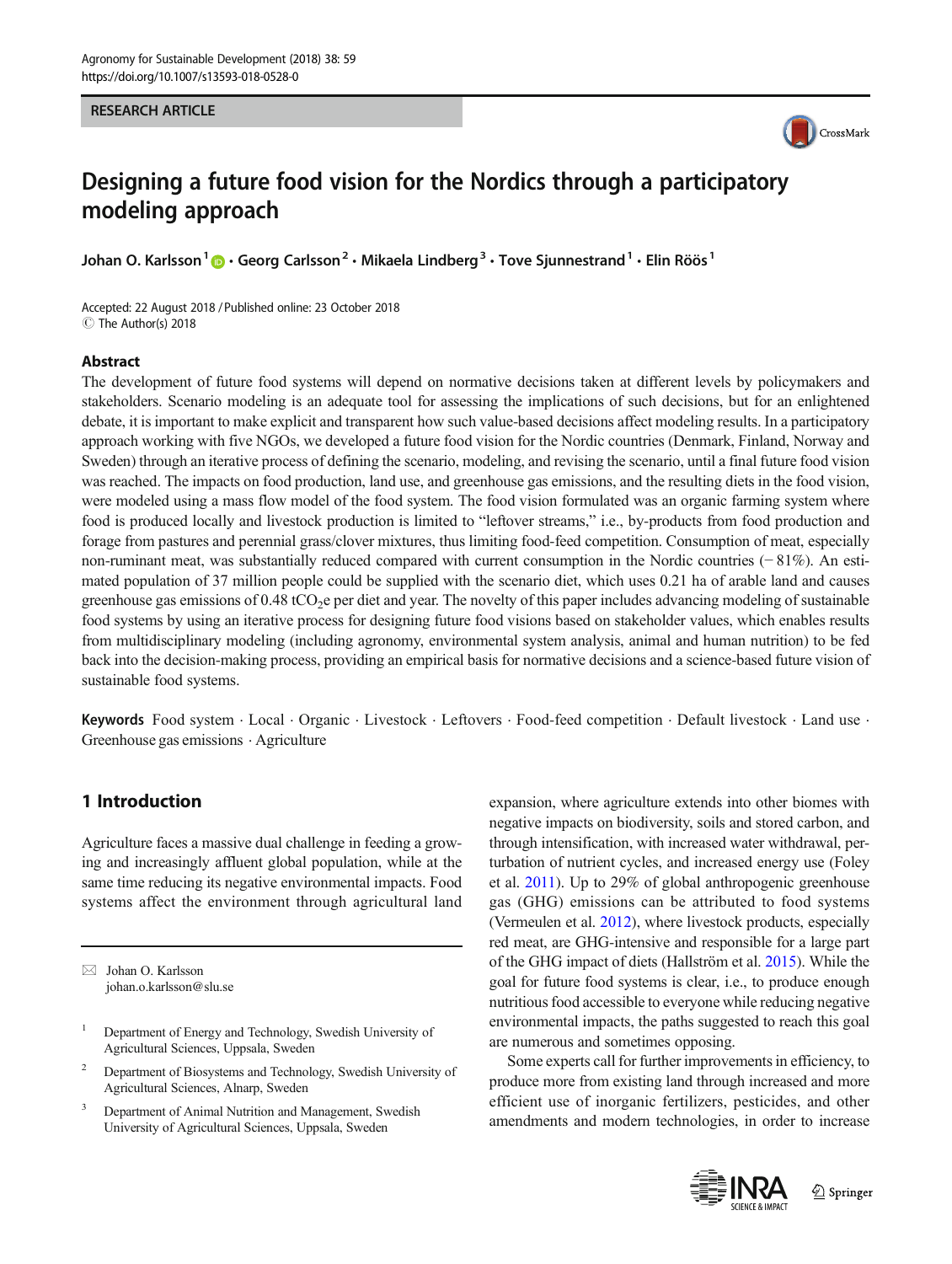RESEARCH ARTICLE

# Designing a future food vision for the Nordics through a participatory modeling approach

**Johan O. Karlsson[1] · Georg Carlsson[2] · Mikaela Lindberg[3] · Tove Sjunnestrand[1] · Elin Röös[1]**

Accepted: 22 August 2018 / Published online: 23 October 2018
© The Author(s) 2018

## Abstract

The development of future food systems will depend on normative decisions taken at different levels by policymakers and stakeholders. Scenario modeling is an adequate tool for assessing the implications of such decisions, but for an enlightened debate, it is important to make explicit and transparent how such value-based decisions affect modeling results. In a participatory approach working with five NGOs, we developed a future food vision for the Nordic countries (Denmark, Finland, Norway and Sweden) through an iterative process of defining the scenario, modeling, and revising the scenario, until a final future food vision was reached. The impacts on food production, land use, and greenhouse gas emissions, and the resulting diets in the food vision, were modeled using a mass flow model of the food system. The food vision formulated was an organic farming system where food is produced locally and livestock production is limited to "leftover streams," i.e., by-products from food production and forage from pastures and perennial grass/clover mixtures, thus limiting food-feed competition. Consumption of meat, especially non-ruminant meat, was substantially reduced compared with current consumption in the Nordic countries (− 81%). An estimated population of 37 million people could be supplied with the scenario diet, which uses 0.21 ha of arable land and causes greenhouse gas emissions of 0.48 $tCO_2e$ per diet and year. The novelty of this paper includes advancing modeling of sustainable food systems by using an iterative process for designing future food visions based on stakeholder values, which enables results from multidisciplinary modeling (including agronomy, environmental system analysis, animal and human nutrition) to be fed back into the decision-making process, providing an empirical basis for normative decisions and a science-based future vision of sustainable food systems.

**Keywords** Food system · Local · Organic · Livestock · Leftovers · Food-feed competition · Default livestock · Land use · Greenhouse gas emissions · Agriculture

## 1 Introduction

Agriculture faces a massive dual challenge in feeding a growing and increasingly affluent global population, while at the same time reducing its negative environmental impacts. Food systems affect the environment through agricultural land expansion, where agriculture extends into other biomes with negative impacts on biodiversity, soils and stored carbon, and through intensification, with increased water withdrawal, perturbation of nutrient cycles, and increased energy use (Foley et al. 2011). Up to 29% of global anthropogenic greenhouse gas (GHG) emissions can be attributed to food systems (Vermeulen et al. 2012), where livestock products, especially red meat, are GHG-intensive and responsible for a large part of the GHG impact of diets (Hallström et al. 2015). While the goal for future food systems is clear, i.e., to produce enough nutritious food accessible to everyone while reducing negative environmental impacts, the paths suggested to reach this goal are numerous and sometimes opposing.

Some experts call for further improvements in efficiency, to produce more from existing land through increased and more efficient use of inorganic fertilizers, pesticides, and other amendments and modern technologies, in order to increase

✉ Johan O. Karlsson
johan.o.karlsson@slu.se

[1] Department of Energy and Technology, Swedish University of Agricultural Sciences, Uppsala, Sweden

[2] Department of Biosystems and Technology, Swedish University of Agricultural Sciences, Alnarp, Sweden

[3] Department of Animal Nutrition and Management, Swedish University of Agricultural Sciences, Uppsala, Sweden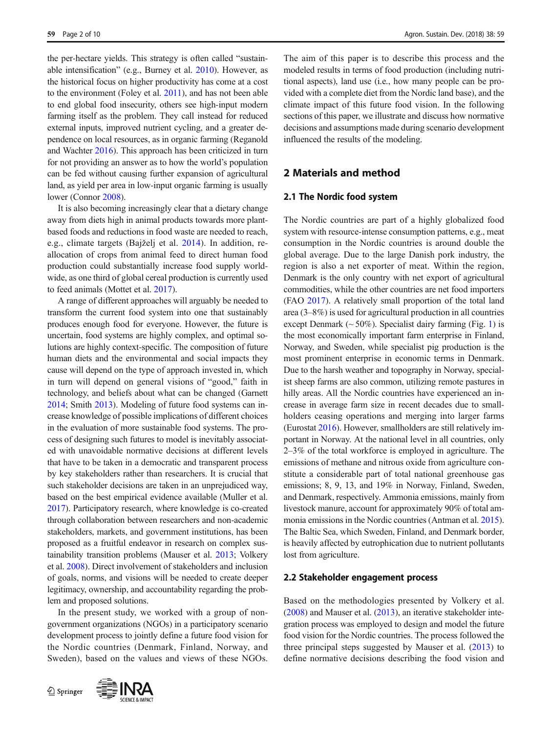the per-hectare yields. This strategy is often called "sustainable intensification" (e.g., Burney et al. 2010). However, as the historical focus on higher productivity has come at a cost to the environment (Foley et al. 2011), and has not been able to end global food insecurity, others see high-input modern farming itself as the problem. They call instead for reduced external inputs, improved nutrient cycling, and a greater dependence on local resources, as in organic farming (Reganold and Wachter 2016). This approach has been criticized in turn for not providing an answer as to how the world's population can be fed without causing further expansion of agricultural land, as yield per area in low-input organic farming is usually lower (Connor 2008).

It is also becoming increasingly clear that a dietary change away from diets high in animal products towards more plant-based foods and reductions in food waste are needed to reach, e.g., climate targets (Bajželj et al. 2014). In addition, reallocation of crops from animal feed to direct human food production could substantially increase food supply worldwide, as one third of global cereal production is currently used to feed animals (Mottet et al. 2017).

A range of different approaches will arguably be needed to transform the current food system into one that sustainably produces enough food for everyone. However, the future is uncertain, food systems are highly complex, and optimal solutions are highly context-specific. The composition of future human diets and the environmental and social impacts they cause will depend on the type of approach invested in, which in turn will depend on general visions of "good," faith in technology, and beliefs about what can be changed (Garnett 2014; Smith 2013). Modeling of future food systems can increase knowledge of possible implications of different choices in the evaluation of more sustainable food systems. The process of designing such futures to model is inevitably associated with unavoidable normative decisions at different levels that have to be taken in a democratic and transparent process by key stakeholders rather than researchers. It is crucial that such stakeholder decisions are taken in an unprejudiced way, based on the best empirical evidence available (Muller et al. 2017). Participatory research, where knowledge is co-created through collaboration between researchers and non-academic stakeholders, markets, and government institutions, has been proposed as a fruitful endeavor in research on complex sustainability transition problems (Mauser et al. 2013; Volkery et al. 2008). Direct involvement of stakeholders and inclusion of goals, norms, and visions will be needed to create deeper legitimacy, ownership, and accountability regarding the problem and proposed solutions.

In the present study, we worked with a group of non-government organizations (NGOs) in a participatory scenario development process to jointly define a future food vision for the Nordic countries (Denmark, Finland, Norway, and Sweden), based on the values and views of these NGOs. The aim of this paper is to describe this process and the modeled results in terms of food production (including nutritional aspects), land use (i.e., how many people can be provided with a complete diet from the Nordic land base), and the climate impact of this future food vision. In the following sections of this paper, we illustrate and discuss how normative decisions and assumptions made during scenario development influenced the results of the modeling.

## 2 Materials and method

### 2.1 The Nordic food system

The Nordic countries are part of a highly globalized food system with resource-intense consumption patterns, e.g., meat consumption in the Nordic countries is around double the global average. Due to the large Danish pork industry, the region is also a net exporter of meat. Within the region, Denmark is the only country with net export of agricultural commodities, while the other countries are net food importers (FAO 2017). A relatively small proportion of the total land area (3–8%) is used for agricultural production in all countries except Denmark (~ 50%). Specialist dairy farming (Fig. 1) is the most economically important farm enterprise in Finland, Norway, and Sweden, while specialist pig production is the most prominent enterprise in economic terms in Denmark. Due to the harsh weather and topography in Norway, specialist sheep farms are also common, utilizing remote pastures in hilly areas. All the Nordic countries have experienced an increase in average farm size in recent decades due to smallholders ceasing operations and merging into larger farms (Eurostat 2016). However, smallholders are still relatively important in Norway. At the national level in all countries, only 2–3% of the total workforce is employed in agriculture. The emissions of methane and nitrous oxide from agriculture constitute a considerable part of total national greenhouse gas emissions; 8, 9, 13, and 19% in Norway, Finland, Sweden, and Denmark, respectively. Ammonia emissions, mainly from livestock manure, account for approximately 90% of total ammonia emissions in the Nordic countries (Antman et al. 2015). The Baltic Sea, which Sweden, Finland, and Denmark border, is heavily affected by eutrophication due to nutrient pollutants lost from agriculture.

### 2.2 Stakeholder engagement process

Based on the methodologies presented by Volkery et al. (2008) and Mauser et al. (2013), an iterative stakeholder integration process was employed to design and model the future food vision for the Nordic countries. The process followed the three principal steps suggested by Mauser et al. (2013) to define normative decisions describing the food vision and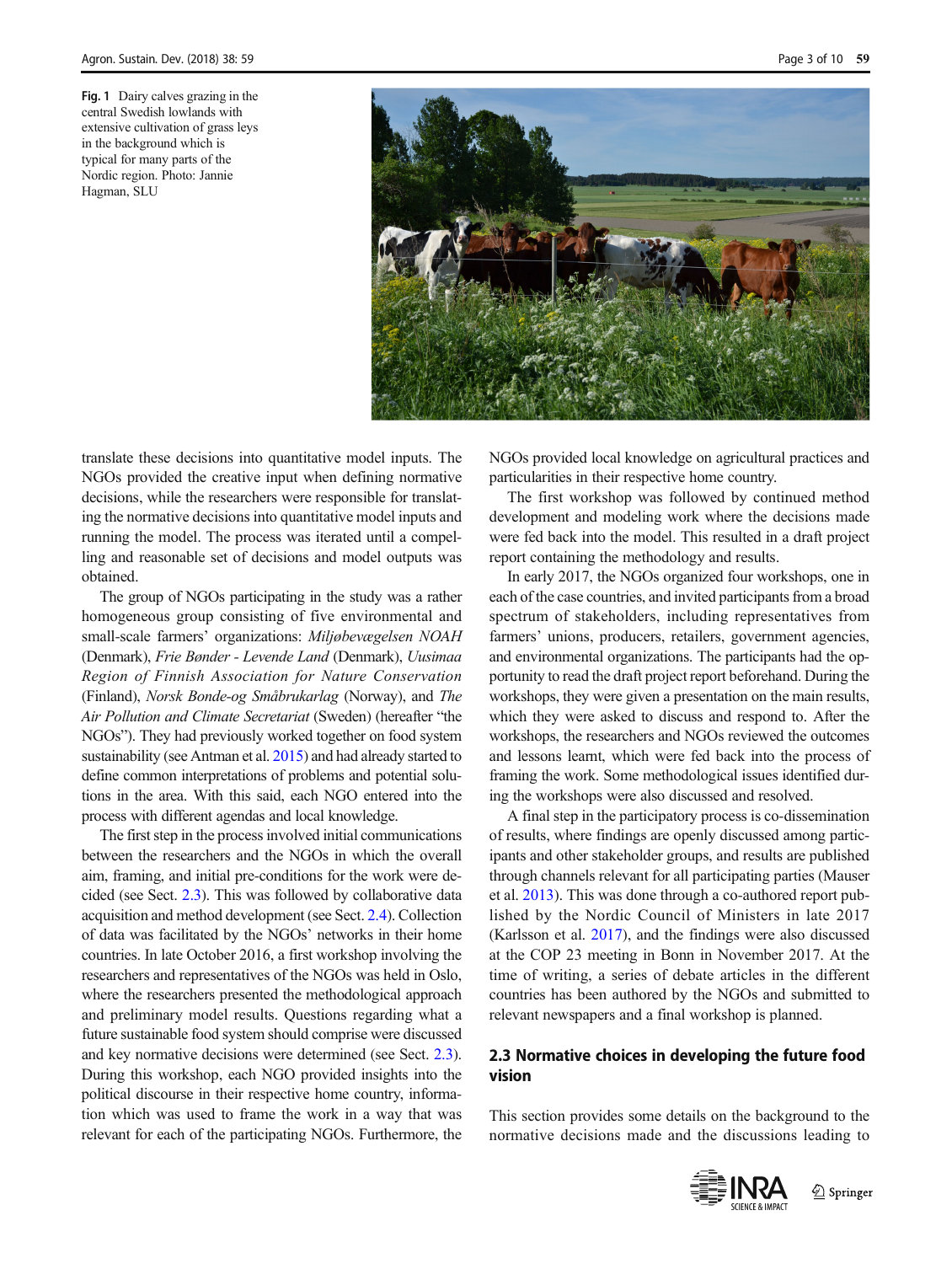Fig. 1 Dairy calves grazing in the central Swedish lowlands with extensive cultivation of grass leys in the background which is typical for many parts of the Nordic region. Photo: Jannie Hagman, SLU

translate these decisions into quantitative model inputs. The NGOs provided the creative input when defining normative decisions, while the researchers were responsible for translating the normative decisions into quantitative model inputs and running the model. The process was iterated until a compelling and reasonable set of decisions and model outputs was obtained.

The group of NGOs participating in the study was a rather homogeneous group consisting of five environmental and small-scale farmers' organizations: *Miljøbevægelsen NOAH* (Denmark), *Frie Bønder - Levende Land* (Denmark), *Uusimaa Region of Finnish Association for Nature Conservation* (Finland), *Norsk Bonde-og Småbrukarlag* (Norway), and *The Air Pollution and Climate Secretariat* (Sweden) (hereafter "the NGOs"). They had previously worked together on food system sustainability (see Antman et al. 2015) and had already started to define common interpretations of problems and potential solutions in the area. With this said, each NGO entered into the process with different agendas and local knowledge.

The first step in the process involved initial communications between the researchers and the NGOs in which the overall aim, framing, and initial pre-conditions for the work were decided (see Sect. 2.3). This was followed by collaborative data acquisition and method development (see Sect. 2.4). Collection of data was facilitated by the NGOs' networks in their home countries. In late October 2016, a first workshop involving the researchers and representatives of the NGOs was held in Oslo, where the researchers presented the methodological approach and preliminary model results. Questions regarding what a future sustainable food system should comprise were discussed and key normative decisions were determined (see Sect. 2.3). During this workshop, each NGO provided insights into the political discourse in their respective home country, information which was used to frame the work in a way that was relevant for each of the participating NGOs. Furthermore, the NGOs provided local knowledge on agricultural practices and particularities in their respective home country.

The first workshop was followed by continued method development and modeling work where the decisions made were fed back into the model. This resulted in a draft project report containing the methodology and results.

In early 2017, the NGOs organized four workshops, one in each of the case countries, and invited participants from a broad spectrum of stakeholders, including representatives from farmers' unions, producers, retailers, government agencies, and environmental organizations. The participants had the opportunity to read the draft project report beforehand. During the workshops, they were given a presentation on the main results, which they were asked to discuss and respond to. After the workshops, the researchers and NGOs reviewed the outcomes and lessons learnt, which were fed back into the process of framing the work. Some methodological issues identified during the workshops were also discussed and resolved.

A final step in the participatory process is co-dissemination of results, where findings are openly discussed among participants and other stakeholder groups, and results are published through channels relevant for all participating parties (Mauser et al. 2013). This was done through a co-authored report published by the Nordic Council of Ministers in late 2017 (Karlsson et al. 2017), and the findings were also discussed at the COP 23 meeting in Bonn in November 2017. At the time of writing, a series of debate articles in the different countries has been authored by the NGOs and submitted to relevant newspapers and a final workshop is planned.

### 2.3 Normative choices in developing the future food vision

This section provides some details on the background to the normative decisions made and the discussions leading to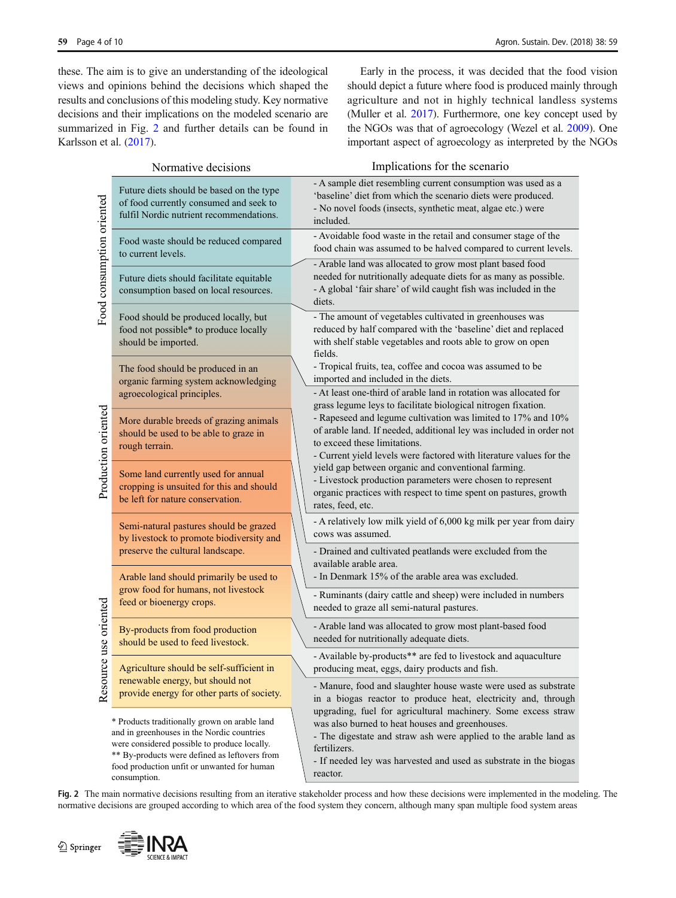these. The aim is to give an understanding of the ideological views and opinions behind the decisions which shaped the results and conclusions of this modeling study. Key normative decisions and their implications on the modeled scenario are summarized in Fig. 2 and further details can be found in Karlsson et al. (2017).

Early in the process, it was decided that the food vision should depict a future where food is produced mainly through agriculture and not in highly technical landless systems (Muller et al. 2017). Furthermore, one key concept used by the NGOs was that of agroecology (Wezel et al. 2009). One important aspect of agroecology as interpreted by the NGOs

| | Normative decisions | Implications for the scenario |
|---|---|---|
| Food consumption oriented | Future diets should be based on the type of food currently consumed and seek to fulfil Nordic nutrient recommendations. | - A sample diet resembling current consumption was used as a 'baseline' diet from which the scenario diets were produced.<br>- No novel foods (insects, synthetic meat, algae etc.) were included. |
| | Food waste should be reduced compared to current levels. | - Avoidable food waste in the retail and consumer stage of the food chain was assumed to be halved compared to current levels. |
| | Future diets should facilitate equitable consumption based on local resources. | - Arable land was allocated to grow most plant based food needed for nutritionally adequate diets for as many as possible.<br>- A global 'fair share' of wild caught fish was included in the diets. |
| | Food should be produced locally, but food not possible* to produce locally should be imported. | - The amount of vegetables cultivated in greenhouses was reduced by half compared with the 'baseline' diet and replaced with shelf stable vegetables and roots able to grow on open fields.<br>- Tropical fruits, tea, coffee and cocoa was assumed to be imported and included in the diets. |
| Production oriented | The food should be produced in an organic farming system acknowledging agroecological principles. | - At least one-third of arable land in rotation was allocated for grass legume leys to facilitate biological nitrogen fixation.<br>- Rapeseed and legume cultivation was limited to 17% and 10% of arable land. If needed, additional ley was included in order not to exceed these limitations.<br>- Current yield levels were factored with literature values for the yield gap between organic and conventional farming.<br>- Livestock production parameters were chosen to represent organic practices with respect to time spent on pastures, growth rates, feed, etc. |
| | More durable breeds of grazing animals should be used to be able to graze in rough terrain. | - A relatively low milk yield of 6,000 kg milk per year from dairy cows was assumed. |
| | Some land currently used for annual cropping is unsuited for this and should be left for nature conservation. | - Drained and cultivated peatlands were excluded from the available arable area.<br>- In Denmark 15% of the arable area was excluded. |
| | Semi-natural pastures should be grazed by livestock to promote biodiversity and preserve the cultural landscape. | - Ruminants (dairy cattle and sheep) were included in numbers needed to graze all semi-natural pastures. |
| Resource use oriented | Arable land should primarily be used to grow food for humans, not livestock feed or bioenergy crops. | - Arable land was allocated to grow most plant-based food needed for nutritionally adequate diets. |
| | By-products from food production should be used to feed livestock. | - Available by-products** are fed to livestock and aquaculture producing meat, eggs, dairy products and fish. |
| | Agriculture should be self-sufficient in renewable energy, but should not provide energy for other parts of society. | - Manure, food and slaughter house waste were used as substrate in a biogas reactor to produce heat, electricity and, through upgrading, fuel for agricultural machinery. Some excess straw was also burned to heat houses and greenhouses.<br>- The digestate and straw ash were applied to the arable land as fertilizers.<br>- If needed ley was harvested and used as substrate in the biogas reactor. |

\* Products traditionally grown on arable land and in greenhouses in the Nordic countries were considered possible to produce locally.
\*\* By-products were defined as leftovers from food production unfit or unwanted for human consumption.

**Fig. 2** The main normative decisions resulting from an iterative stakeholder process and how these decisions were implemented in the modeling. The normative decisions are grouped according to which area of the food system they concern, although many span multiple food system areas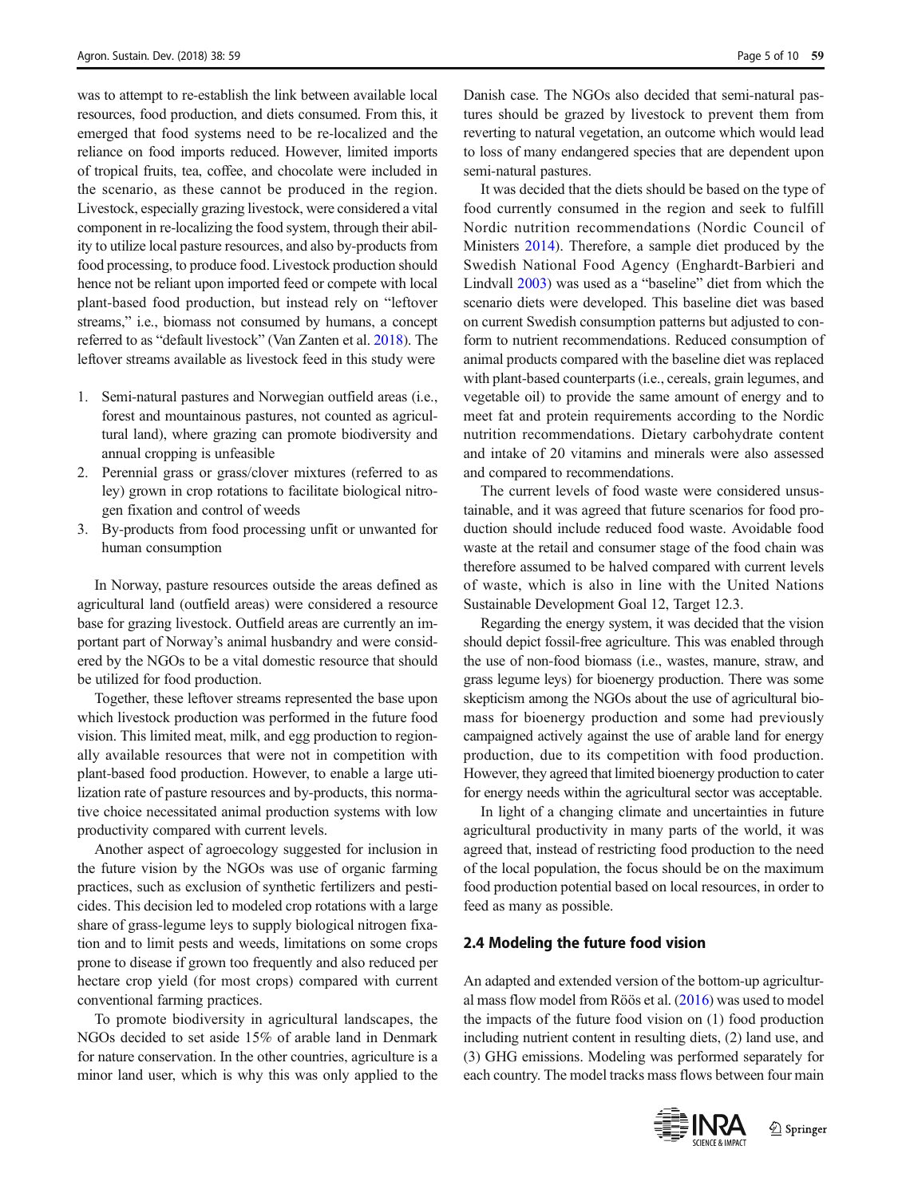was to attempt to re-establish the link between available local resources, food production, and diets consumed. From this, it emerged that food systems need to be re-localized and the reliance on food imports reduced. However, limited imports of tropical fruits, tea, coffee, and chocolate were included in the scenario, as these cannot be produced in the region. Livestock, especially grazing livestock, were considered a vital component in re-localizing the food system, through their ability to utilize local pasture resources, and also by-products from food processing, to produce food. Livestock production should hence not be reliant upon imported feed or compete with local plant-based food production, but instead rely on "leftover streams," i.e., biomass not consumed by humans, a concept referred to as "default livestock" (Van Zanten et al. 2018). The leftover streams available as livestock feed in this study were

1. Semi-natural pastures and Norwegian outfield areas (i.e., forest and mountainous pastures, not counted as agricultural land), where grazing can promote biodiversity and annual cropping is unfeasible
2. Perennial grass or grass/clover mixtures (referred to as ley) grown in crop rotations to facilitate biological nitrogen fixation and control of weeds
3. By-products from food processing unfit or unwanted for human consumption

In Norway, pasture resources outside the areas defined as agricultural land (outfield areas) were considered a resource base for grazing livestock. Outfield areas are currently an important part of Norway's animal husbandry and were considered by the NGOs to be a vital domestic resource that should be utilized for food production.

Together, these leftover streams represented the base upon which livestock production was performed in the future food vision. This limited meat, milk, and egg production to regionally available resources that were not in competition with plant-based food production. However, to enable a large utilization rate of pasture resources and by-products, this normative choice necessitated animal production systems with low productivity compared with current levels.

Another aspect of agroecology suggested for inclusion in the future vision by the NGOs was use of organic farming practices, such as exclusion of synthetic fertilizers and pesticides. This decision led to modeled crop rotations with a large share of grass-legume leys to supply biological nitrogen fixation and to limit pests and weeds, limitations on some crops prone to disease if grown too frequently and also reduced per hectare crop yield (for most crops) compared with current conventional farming practices.

To promote biodiversity in agricultural landscapes, the NGOs decided to set aside 15% of arable land in Denmark for nature conservation. In the other countries, agriculture is a minor land user, which is why this was only applied to the Danish case. The NGOs also decided that semi-natural pastures should be grazed by livestock to prevent them from reverting to natural vegetation, an outcome which would lead to loss of many endangered species that are dependent upon semi-natural pastures.

It was decided that the diets should be based on the type of food currently consumed in the region and seek to fulfill Nordic nutrition recommendations (Nordic Council of Ministers 2014). Therefore, a sample diet produced by the Swedish National Food Agency (Enghardt-Barbieri and Lindvall 2003) was used as a "baseline" diet from which the scenario diets were developed. This baseline diet was based on current Swedish consumption patterns but adjusted to conform to nutrient recommendations. Reduced consumption of animal products compared with the baseline diet was replaced with plant-based counterparts (i.e., cereals, grain legumes, and vegetable oil) to provide the same amount of energy and to meet fat and protein requirements according to the Nordic nutrition recommendations. Dietary carbohydrate content and intake of 20 vitamins and minerals were also assessed and compared to recommendations.

The current levels of food waste were considered unsustainable, and it was agreed that future scenarios for food production should include reduced food waste. Avoidable food waste at the retail and consumer stage of the food chain was therefore assumed to be halved compared with current levels of waste, which is also in line with the United Nations Sustainable Development Goal 12, Target 12.3.

Regarding the energy system, it was decided that the vision should depict fossil-free agriculture. This was enabled through the use of non-food biomass (i.e., wastes, manure, straw, and grass legume leys) for bioenergy production. There was some skepticism among the NGOs about the use of agricultural biomass for bioenergy production and some had previously campaigned actively against the use of arable land for energy production, due to its competition with food production. However, they agreed that limited bioenergy production to cater for energy needs within the agricultural sector was acceptable.

In light of a changing climate and uncertainties in future agricultural productivity in many parts of the world, it was agreed that, instead of restricting food production to the need of the local population, the focus should be on the maximum food production potential based on local resources, in order to feed as many as possible.

## 2.4 Modeling the future food vision

An adapted and extended version of the bottom-up agricultural mass flow model from Röös et al. (2016) was used to model the impacts of the future food vision on (1) food production including nutrient content in resulting diets, (2) land use, and (3) GHG emissions. Modeling was performed separately for each country. The model tracks mass flows between four main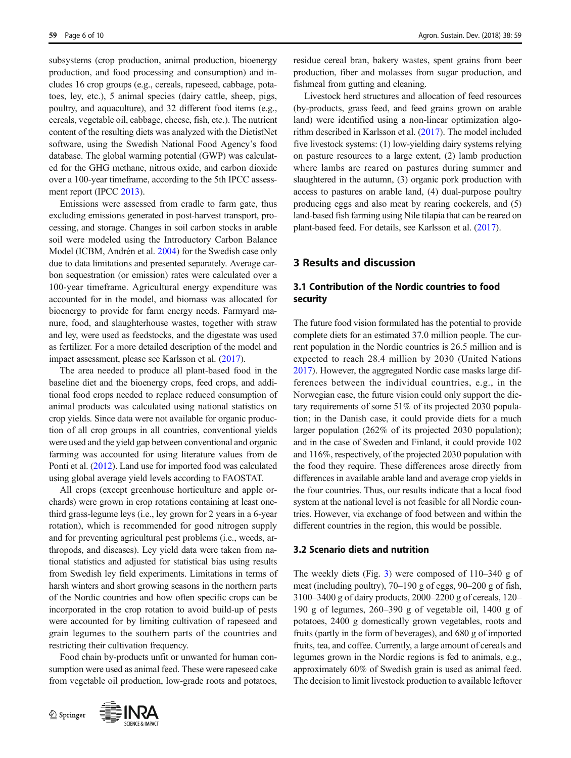subsystems (crop production, animal production, bioenergy production, and food processing and consumption) and includes 16 crop groups (e.g., cereals, rapeseed, cabbage, potatoes, ley, etc.), 5 animal species (dairy cattle, sheep, pigs, poultry, and aquaculture), and 32 different food items (e.g., cereals, vegetable oil, cabbage, cheese, fish, etc.). The nutrient content of the resulting diets was analyzed with the DietistNet software, using the Swedish National Food Agency's food database. The global warming potential (GWP) was calculated for the GHG methane, nitrous oxide, and carbon dioxide over a 100-year timeframe, according to the 5th IPCC assessment report (IPCC 2013).

Emissions were assessed from cradle to farm gate, thus excluding emissions generated in post-harvest transport, processing, and storage. Changes in soil carbon stocks in arable soil were modeled using the Introductory Carbon Balance Model (ICBM, Andrén et al. 2004) for the Swedish case only due to data limitations and presented separately. Average carbon sequestration (or emission) rates were calculated over a 100-year timeframe. Agricultural energy expenditure was accounted for in the model, and biomass was allocated for bioenergy to provide for farm energy needs. Farmyard manure, food, and slaughterhouse wastes, together with straw and ley, were used as feedstocks, and the digestate was used as fertilizer. For a more detailed description of the model and impact assessment, please see Karlsson et al. (2017).

The area needed to produce all plant-based food in the baseline diet and the bioenergy crops, feed crops, and additional food crops needed to replace reduced consumption of animal products was calculated using national statistics on crop yields. Since data were not available for organic production of all crop groups in all countries, conventional yields were used and the yield gap between conventional and organic farming was accounted for using literature values from de Ponti et al. (2012). Land use for imported food was calculated using global average yield levels according to FAOSTAT.

All crops (except greenhouse horticulture and apple orchards) were grown in crop rotations containing at least one-third grass-legume leys (i.e., ley grown for 2 years in a 6-year rotation), which is recommended for good nitrogen supply and for preventing agricultural pest problems (i.e., weeds, arthropods, and diseases). Ley yield data were taken from national statistics and adjusted for statistical bias using results from Swedish ley field experiments. Limitations in terms of harsh winters and short growing seasons in the northern parts of the Nordic countries and how often specific crops can be incorporated in the crop rotation to avoid build-up of pests were accounted for by limiting cultivation of rapeseed and grain legumes to the southern parts of the countries and restricting their cultivation frequency.

Food chain by-products unfit or unwanted for human consumption were used as animal feed. These were rapeseed cake from vegetable oil production, low-grade roots and potatoes, residue cereal bran, bakery wastes, spent grains from beer production, fiber and molasses from sugar production, and fishmeal from gutting and cleaning.

Livestock herd structures and allocation of feed resources (by-products, grass feed, and feed grains grown on arable land) were identified using a non-linear optimization algorithm described in Karlsson et al. (2017). The model included five livestock systems: (1) low-yielding dairy systems relying on pasture resources to a large extent, (2) lamb production where lambs are reared on pastures during summer and slaughtered in the autumn, (3) organic pork production with access to pastures on arable land, (4) dual-purpose poultry producing eggs and also meat by rearing cockerels, and (5) land-based fish farming using Nile tilapia that can be reared on plant-based feed. For details, see Karlsson et al. (2017).

## 3 Results and discussion

### 3.1 Contribution of the Nordic countries to food security

The future food vision formulated has the potential to provide complete diets for an estimated 37.0 million people. The current population in the Nordic countries is 26.5 million and is expected to reach 28.4 million by 2030 (United Nations 2017). However, the aggregated Nordic case masks large differences between the individual countries, e.g., in the Norwegian case, the future vision could only support the dietary requirements of some 51% of its projected 2030 population; in the Danish case, it could provide diets for a much larger population (262% of its projected 2030 population); and in the case of Sweden and Finland, it could provide 102 and 116%, respectively, of the projected 2030 population with the food they require. These differences arose directly from differences in available arable land and average crop yields in the four countries. Thus, our results indicate that a local food system at the national level is not feasible for all Nordic countries. However, via exchange of food between and within the different countries in the region, this would be possible.

### 3.2 Scenario diets and nutrition

The weekly diets (Fig. 3) were composed of 110–340 g of meat (including poultry), 70–190 g of eggs, 90–200 g of fish, 3100–3400 g of dairy products, 2000–2200 g of cereals, 120–190 g of legumes, 260–390 g of vegetable oil, 1400 g of potatoes, 2400 g domestically grown vegetables, roots and fruits (partly in the form of beverages), and 680 g of imported fruits, tea, and coffee. Currently, a large amount of cereals and legumes grown in the Nordic regions is fed to animals, e.g., approximately 60% of Swedish grain is used as animal feed. The decision to limit livestock production to available leftover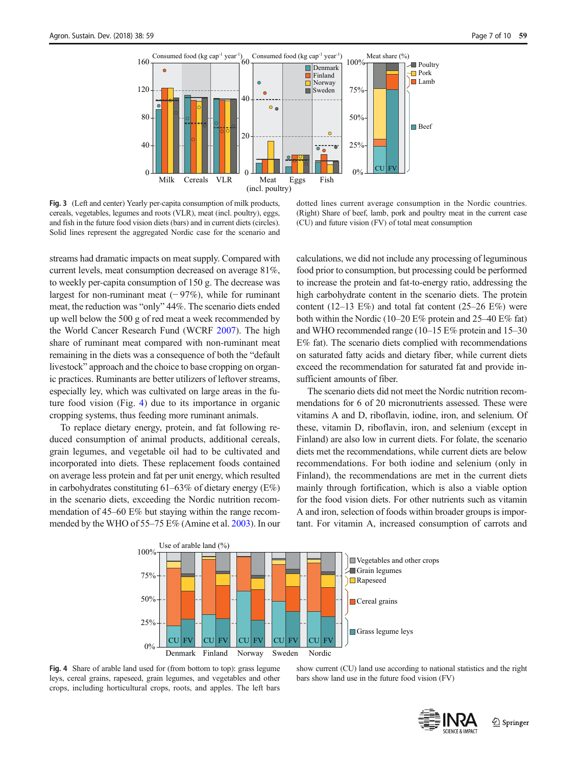**Fig. 3** (Left and center) Yearly per-capita consumption of milk products, cereals, vegetables, legumes and roots (VLR), meat (incl. poultry), eggs, and fish in the future food vision diets (bars) and in current diets (circles). Solid lines represent the aggregated Nordic case for the scenario and dotted lines current average consumption in the Nordic countries. (Right) Share of beef, lamb, pork and poultry meat in the current case (CU) and future vision (FV) of total meat consumption

streams had dramatic impacts on meat supply. Compared with current levels, meat consumption decreased on average 81%, to weekly per-capita consumption of 150 g. The decrease was largest for non-ruminant meat (− 97%), while for ruminant meat, the reduction was "only" 44%. The scenario diets ended up well below the 500 g of red meat a week recommended by the World Cancer Research Fund (WCRF 2007). The high share of ruminant meat compared with non-ruminant meat remaining in the diets was a consequence of both the "default livestock" approach and the choice to base cropping on organic practices. Ruminants are better utilizers of leftover streams, especially ley, which was cultivated on large areas in the future food vision (Fig. 4) due to its importance in organic cropping systems, thus feeding more ruminant animals.

To replace dietary energy, protein, and fat following reduced consumption of animal products, additional cereals, grain legumes, and vegetable oil had to be cultivated and incorporated into diets. These replacement foods contained on average less protein and fat per unit energy, which resulted in carbohydrates constituting 61–63% of dietary energy (E%) in the scenario diets, exceeding the Nordic nutrition recommendation of 45–60 E% but staying within the range recommended by the WHO of 55–75 E% (Amine et al. 2003). In our calculations, we did not include any processing of leguminous food prior to consumption, but processing could be performed to increase the protein and fat-to-energy ratio, addressing the high carbohydrate content in the scenario diets. The protein content (12–13 E%) and total fat content (25–26 E%) were both within the Nordic (10–20 E% protein and 25–40 E% fat) and WHO recommended range (10–15 E% protein and 15–30 E% fat). The scenario diets complied with recommendations on saturated fatty acids and dietary fiber, while current diets exceed the recommendation for saturated fat and provide insufficient amounts of fiber.

The scenario diets did not meet the Nordic nutrition recommendations for 6 of 20 micronutrients assessed. These were vitamins A and D, riboflavin, iodine, iron, and selenium. Of these, vitamin D, riboflavin, iron, and selenium (except in Finland) are also low in current diets. For folate, the scenario diets met the recommendations, while current diets are below recommendations. For both iodine and selenium (only in Finland), the recommendations are met in the current diets mainly through fortification, which is also a viable option for the food vision diets. For other nutrients such as vitamin A and iron, selection of foods within broader groups is important. For vitamin A, increased consumption of carrots and

**Fig. 4** Share of arable land used for (from bottom to top): grass legume leys, cereal grains, rapeseed, grain legumes, and vegetables and other crops, including horticultural crops, roots, and apples. The left bars show current (CU) land use according to national statistics and the right bars show land use in the future food vision (FV)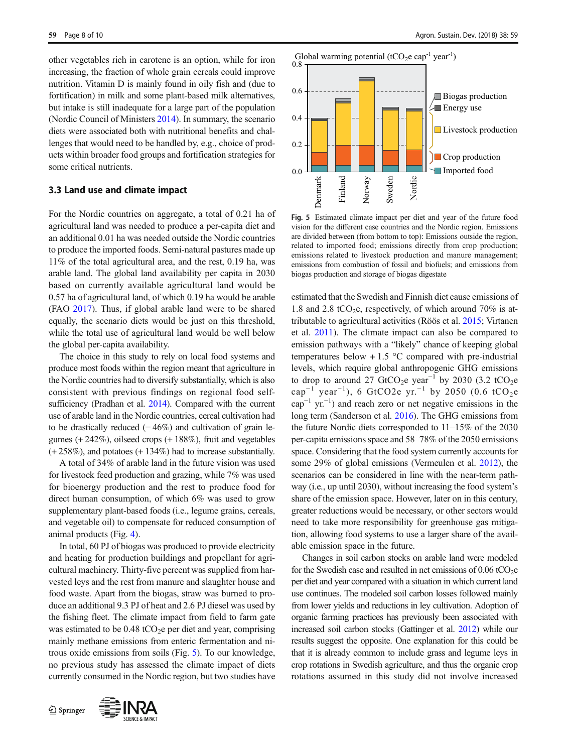other vegetables rich in carotene is an option, while for iron increasing, the fraction of whole grain cereals could improve nutrition. Vitamin D is mainly found in oily fish and (due to fortification) in milk and some plant-based milk alternatives, but intake is still inadequate for a large part of the population (Nordic Council of Ministers 2014). In summary, the scenario diets were associated both with nutritional benefits and challenges that would need to be handled by, e.g., choice of products within broader food groups and fortification strategies for some critical nutrients.

### 3.3 Land use and climate impact

For the Nordic countries on aggregate, a total of 0.21 ha of agricultural land was needed to produce a per-capita diet and an additional 0.01 ha was needed outside the Nordic countries to produce the imported foods. Semi-natural pastures made up 11% of the total agricultural area, and the rest, 0.19 ha, was arable land. The global land availability per capita in 2030 based on currently available agricultural land would be 0.57 ha of agricultural land, of which 0.19 ha would be arable (FAO 2017). Thus, if global arable land were to be shared equally, the scenario diets would be just on this threshold, while the total use of agricultural land would be well below the global per-capita availability.

The choice in this study to rely on local food systems and produce most foods within the region meant that agriculture in the Nordic countries had to diversify substantially, which is also consistent with previous findings on regional food self-sufficiency (Pradhan et al. 2014). Compared with the current use of arable land in the Nordic countries, cereal cultivation had to be drastically reduced (− 46%) and cultivation of grain legumes (+ 242%), oilseed crops (+ 188%), fruit and vegetables (+ 258%), and potatoes (+ 134%) had to increase substantially.

A total of 34% of arable land in the future vision was used for livestock feed production and grazing, while 7% was used for bioenergy production and the rest to produce food for direct human consumption, of which 6% was used to grow supplementary plant-based foods (i.e., legume grains, cereals, and vegetable oil) to compensate for reduced consumption of animal products (Fig. 4).

In total, 60 PJ of biogas was produced to provide electricity and heating for production buildings and propellant for agricultural machinery. Thirty-five percent was supplied from harvested leys and the rest from manure and slaughter house and food waste. Apart from the biogas, straw was burned to produce an additional 9.3 PJ of heat and 2.6 PJ diesel was used by the fishing fleet. The climate impact from field to farm gate was estimated to be 0.48 $tCO_2e$ per diet and year, comprising mainly methane emissions from enteric fermentation and nitrous oxide emissions from soils (Fig. 5). To our knowledge, no previous study has assessed the climate impact of diets currently consumed in the Nordic region, but two studies have estimated that the Swedish and Finnish diet cause emissions of 1.8 and 2.8 $tCO_2e$, respectively, of which around 70% is attributable to agricultural activities (Röös et al. 2015; Virtanen et al. 2011). The climate impact can also be compared to emission pathways with a "likely" chance of keeping global temperatures below + 1.5 °C compared with pre-industrial levels, which require global anthropogenic GHG emissions to drop to around 27 $GtCO_2e$ $year^{-1}$ by 2030 (3.2 $tCO_2e$ $cap^{-1}$ $year^{-1}$), 6 GtCO2e $yr.^{-1}$ by 2050 (0.6 $tCO_2e$ $cap^{-1}$ $yr.^{-1}$) and reach zero or net negative emissions in the long term (Sanderson et al. 2016). The GHG emissions from the future Nordic diets corresponded to 11–15% of the 2030 per-capita emissions space and 58–78% of the 2050 emissions space. Considering that the food system currently accounts for some 29% of global emissions (Vermeulen et al. 2012), the scenarios can be considered in line with the near-term pathway (i.e., up until 2030), without increasing the food system's share of the emission space. However, later on in this century, greater reductions would be necessary, or other sectors would need to take more responsibility for greenhouse gas mitigation, allowing food systems to use a larger share of the available emission space in the future.

Changes in soil carbon stocks on arable land were modeled for the Swedish case and resulted in net emissions of 0.06 $tCO_2e$ per diet and year compared with a situation in which current land use continues. The modeled soil carbon losses followed mainly from lower yields and reductions in ley cultivation. Adoption of organic farming practices has previously been associated with increased soil carbon stocks (Gattinger et al. 2012) while our results suggest the opposite. One explanation for this could be that it is already common to include grass and legume leys in crop rotations in Swedish agriculture, and thus the organic crop rotations assumed in this study did not involve increased

**Fig. 5** Estimated climate impact per diet and year of the future food vision for the different case countries and the Nordic region. Emissions are divided between (from bottom to top): Emissions outside the region, related to imported food; emissions directly from crop production; emissions related to livestock production and manure management; emissions from combustion of fossil and biofuels; and emissions from biogas production and storage of biogas digestate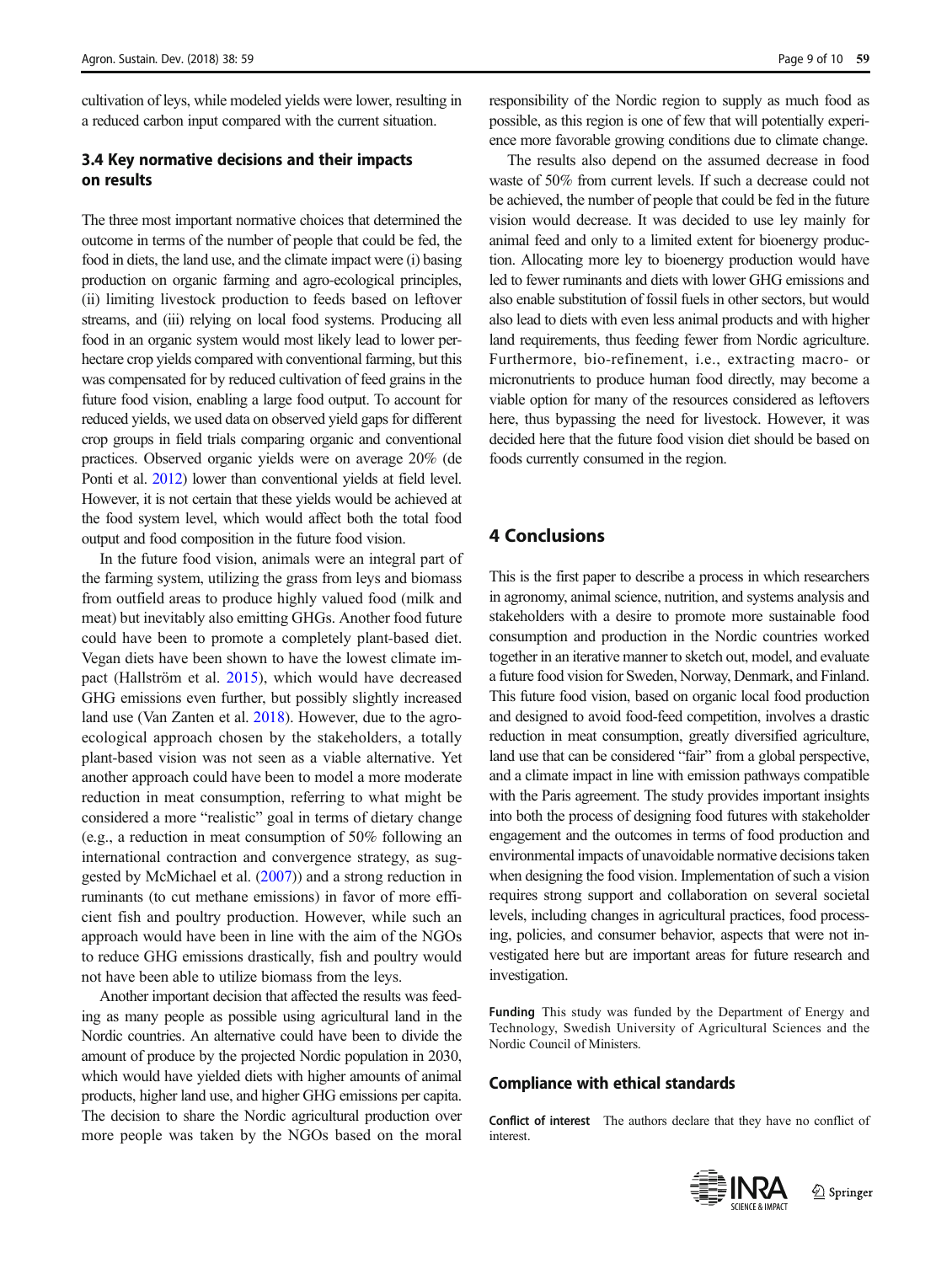cultivation of leys, while modeled yields were lower, resulting in a reduced carbon input compared with the current situation.

### 3.4 Key normative decisions and their impacts on results

The three most important normative choices that determined the outcome in terms of the number of people that could be fed, the food in diets, the land use, and the climate impact were (i) basing production on organic farming and agro-ecological principles, (ii) limiting livestock production to feeds based on leftover streams, and (iii) relying on local food systems. Producing all food in an organic system would most likely lead to lower per-hectare crop yields compared with conventional farming, but this was compensated for by reduced cultivation of feed grains in the future food vision, enabling a large food output. To account for reduced yields, we used data on observed yield gaps for different crop groups in field trials comparing organic and conventional practices. Observed organic yields were on average 20% (de Ponti et al. 2012) lower than conventional yields at field level. However, it is not certain that these yields would be achieved at the food system level, which would affect both the total food output and food composition in the future food vision.

In the future food vision, animals were an integral part of the farming system, utilizing the grass from leys and biomass from outfield areas to produce highly valued food (milk and meat) but inevitably also emitting GHGs. Another food future could have been to promote a completely plant-based diet. Vegan diets have been shown to have the lowest climate impact (Hallström et al. 2015), which would have decreased GHG emissions even further, but possibly slightly increased land use (Van Zanten et al. 2018). However, due to the agro-ecological approach chosen by the stakeholders, a totally plant-based vision was not seen as a viable alternative. Yet another approach could have been to model a more moderate reduction in meat consumption, referring to what might be considered a more "realistic" goal in terms of dietary change (e.g., a reduction in meat consumption of 50% following an international contraction and convergence strategy, as suggested by McMichael et al. (2007)) and a strong reduction in ruminants (to cut methane emissions) in favor of more efficient fish and poultry production. However, while such an approach would have been in line with the aim of the NGOs to reduce GHG emissions drastically, fish and poultry would not have been able to utilize biomass from the leys.

Another important decision that affected the results was feeding as many people as possible using agricultural land in the Nordic countries. An alternative could have been to divide the amount of produce by the projected Nordic population in 2030, which would have yielded diets with higher amounts of animal products, higher land use, and higher GHG emissions per capita. The decision to share the Nordic agricultural production over more people was taken by the NGOs based on the moral responsibility of the Nordic region to supply as much food as possible, as this region is one of few that will potentially experience more favorable growing conditions due to climate change.

The results also depend on the assumed decrease in food waste of 50% from current levels. If such a decrease could not be achieved, the number of people that could be fed in the future vision would decrease. It was decided to use ley mainly for animal feed and only to a limited extent for bioenergy production. Allocating more ley to bioenergy production would have led to fewer ruminants and diets with lower GHG emissions and also enable substitution of fossil fuels in other sectors, but would also lead to diets with even less animal products and with higher land requirements, thus feeding fewer from Nordic agriculture. Furthermore, bio-refinement, i.e., extracting macro- or micronutrients to produce human food directly, may become a viable option for many of the resources considered as leftovers here, thus bypassing the need for livestock. However, it was decided here that the future food vision diet should be based on foods currently consumed in the region.

## 4 Conclusions

This is the first paper to describe a process in which researchers in agronomy, animal science, nutrition, and systems analysis and stakeholders with a desire to promote more sustainable food consumption and production in the Nordic countries worked together in an iterative manner to sketch out, model, and evaluate a future food vision for Sweden, Norway, Denmark, and Finland. This future food vision, based on organic local food production and designed to avoid food-feed competition, involves a drastic reduction in meat consumption, greatly diversified agriculture, land use that can be considered "fair" from a global perspective, and a climate impact in line with emission pathways compatible with the Paris agreement. The study provides important insights into both the process of designing food futures with stakeholder engagement and the outcomes in terms of food production and environmental impacts of unavoidable normative decisions taken when designing the food vision. Implementation of such a vision requires strong support and collaboration on several societal levels, including changes in agricultural practices, food processing, policies, and consumer behavior, aspects that were not investigated here but are important areas for future research and investigation.

**Funding** This study was funded by the Department of Energy and Technology, Swedish University of Agricultural Sciences and the Nordic Council of Ministers.

### Compliance with ethical standards

**Conflict of interest** The authors declare that they have no conflict of interest.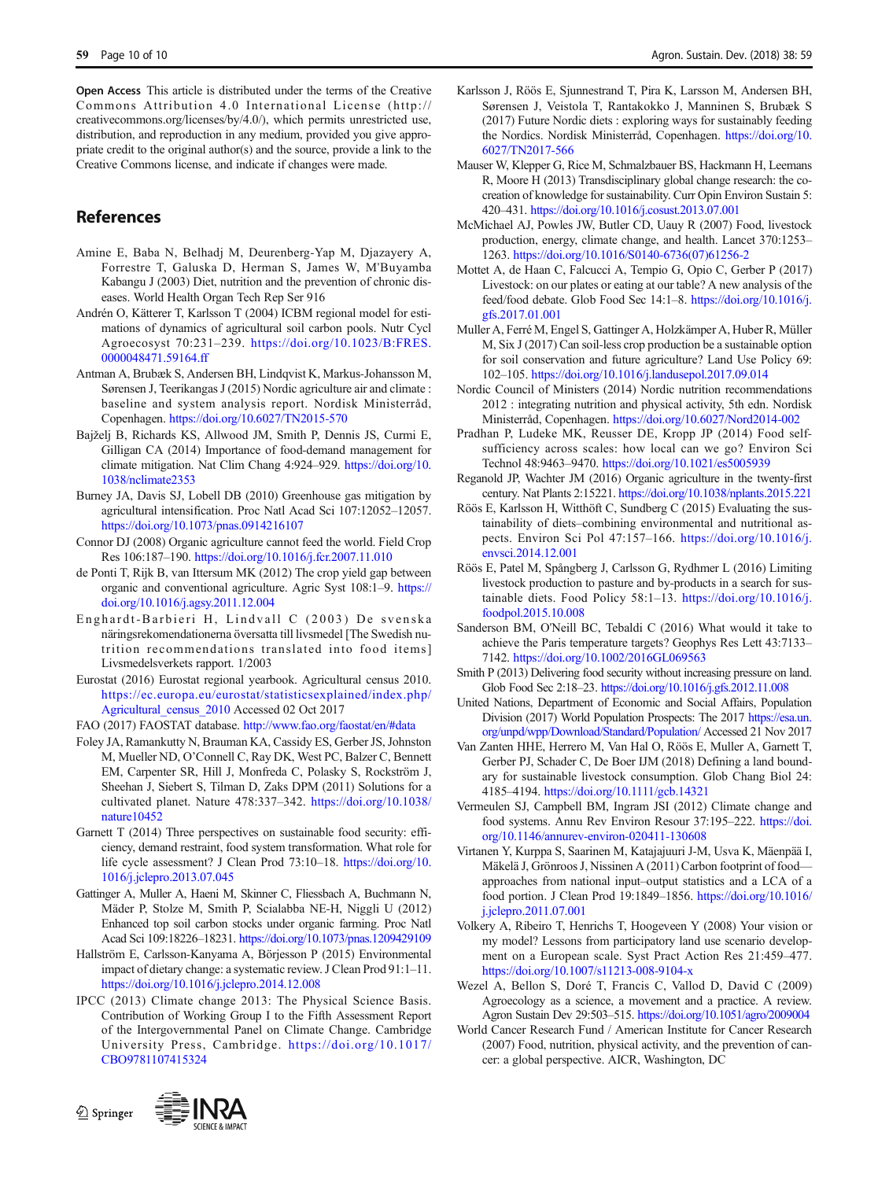**Open Access** This article is distributed under the terms of the Creative Commons Attribution 4.0 International License (http://creativecommons.org/licenses/by/4.0/), which permits unrestricted use, distribution, and reproduction in any medium, provided you give appropriate credit to the original author(s) and the source, provide a link to the Creative Commons license, and indicate if changes were made.

## References

Amine E, Baba N, Belhadj M, Deurenberg-Yap M, Djazayery A, Forrestre T, Galuska D, Herman S, James W, M'Buyamba Kabangu J (2003) Diet, nutrition and the prevention of chronic diseases. World Health Organ Tech Rep Ser 916

Andrén O, Kätterer T, Karlsson T (2004) ICBM regional model for estimations of dynamics of agricultural soil carbon pools. Nutr Cycl Agroecosyst 70:231–239. https://doi.org/10.1023/B:FRES.0000048471.59164.ff

Antman A, Brubæk S, Andersen BH, Lindqvist K, Markus-Johansson M, Sørensen J, Teerikangas J (2015) Nordic agriculture air and climate : baseline and system analysis report. Nordisk Ministerråd, Copenhagen. https://doi.org/10.6027/TN2015-570

Bajželj B, Richards KS, Allwood JM, Smith P, Dennis JS, Curmi E, Gilligan CA (2014) Importance of food-demand management for climate mitigation. Nat Clim Chang 4:924–929. https://doi.org/10.1038/nclimate2353

Burney JA, Davis SJ, Lobell DB (2010) Greenhouse gas mitigation by agricultural intensification. Proc Natl Acad Sci 107:12052–12057. https://doi.org/10.1073/pnas.0914216107

Connor DJ (2008) Organic agriculture cannot feed the world. Field Crop Res 106:187–190. https://doi.org/10.1016/j.fcr.2007.11.010

de Ponti T, Rijk B, van Ittersum MK (2012) The crop yield gap between organic and conventional agriculture. Agric Syst 108:1–9. https://doi.org/10.1016/j.agsy.2011.12.004

Enghardt-Barbieri H, Lindvall C (2003) De svenska näringsrekomendationerna översatta till livsmedel [The Swedish nutrition recommendations translated into food items] Livsmedelsverkets rapport. 1/2003

Eurostat (2016) Eurostat regional yearbook. Agricultural census 2010. https://ec.europa.eu/eurostat/statisticsexplained/index.php/Agricultural_census_2010 Accessed 02 Oct 2017

FAO (2017) FAOSTAT database. http://www.fao.org/faostat/en/#data

Foley JA, Ramankutty N, Brauman KA, Cassidy ES, Gerber JS, Johnston M, Mueller ND, O'Connell C, Ray DK, West PC, Balzer C, Bennett EM, Carpenter SR, Hill J, Monfreda C, Polasky S, Rockström J, Sheehan J, Siebert S, Tilman D, Zaks DPM (2011) Solutions for a cultivated planet. Nature 478:337–342. https://doi.org/10.1038/nature10452

Garnett T (2014) Three perspectives on sustainable food security: efficiency, demand restraint, food system transformation. What role for life cycle assessment? J Clean Prod 73:10–18. https://doi.org/10.1016/j.jclepro.2013.07.045

Gattinger A, Muller A, Haeni M, Skinner C, Fliessbach A, Buchmann N, Mäder P, Stolze M, Smith P, Scialabba NE, Niggli U (2012) Enhanced top soil carbon stocks under organic farming. Proc Natl Acad Sci 109:18226–18231. https://doi.org/10.1073/pnas.1209429109

Hallström E, Carlsson-Kanyama A, Börjesson P (2015) Environmental impact of dietary change: a systematic review. J Clean Prod 91:1–11. https://doi.org/10.1016/j.jclepro.2014.12.008

IPCC (2013) Climate change 2013: The Physical Science Basis. Contribution of Working Group I to the Fifth Assessment Report of the Intergovernmental Panel on Climate Change. Cambridge University Press, Cambridge. https://doi.org/10.1017/CBO9781107415324

Karlsson J, Röös E, Sjunnestrand T, Pira K, Larsson M, Andersen BH, Sørensen J, Veistola T, Rantakokko J, Manninen S, Brubæk S (2017) Future Nordic diets : exploring ways for sustainably feeding the Nordics. Nordisk Ministerråd, Copenhagen. https://doi.org/10.6027/TN2017-566

Mauser W, Klepper G, Rice M, Schmalzbauer BS, Hackmann H, Leemans R, Moore H (2013) Transdisciplinary global change research: the co-creation of knowledge for sustainability. Curr Opin Environ Sustain 5:420–431. https://doi.org/10.1016/j.cosust.2013.07.001

McMichael AJ, Powles JW, Butler CD, Uauy R (2007) Food, livestock production, energy, climate change, and health. Lancet 370:1253–1263. https://doi.org/10.1016/S0140-6736(07)61256-2

Mottet A, de Haan C, Falcucci A, Tempio G, Opio C, Gerber P (2017) Livestock: on our plates or eating at our table? A new analysis of the feed/food debate. Glob Food Sec 14:1–8. https://doi.org/10.1016/j.gfs.2017.01.001

Muller A, Ferré M, Engel S, Gattinger A, Holzkämper A, Huber R, Müller M, Six J (2017) Can soil-less crop production be a sustainable option for soil conservation and future agriculture? Land Use Policy 69:102–105. https://doi.org/10.1016/j.landusepol.2017.09.014

Nordic Council of Ministers (2014) Nordic nutrition recommendations 2012 : integrating nutrition and physical activity, 5th edn. Nordisk Ministerråd, Copenhagen. https://doi.org/10.6027/Nord2014-002

Pradhan P, Ludeke MK, Reusser DE, Kropp JP (2014) Food self-sufficiency across scales: how local can we go? Environ Sci Technol 48:9463–9470. https://doi.org/10.1021/es5005939

Reganold JP, Wachter JM (2016) Organic agriculture in the twenty-first century. Nat Plants 2:15221. https://doi.org/10.1038/nplants.2015.221

Röös E, Karlsson H, Witthöft C, Sundberg C (2015) Evaluating the sustainability of diets–combining environmental and nutritional aspects. Environ Sci Pol 47:157–166. https://doi.org/10.1016/j.envsci.2014.12.001

Röös E, Patel M, Spångberg J, Carlsson G, Rydhmer L (2016) Limiting livestock production to pasture and by-products in a search for sustainable diets. Food Policy 58:1–13. https://doi.org/10.1016/j.foodpol.2015.10.008

Sanderson BM, O'Neill BC, Tebaldi C (2016) What would it take to achieve the Paris temperature targets? Geophys Res Lett 43:7133–7142. https://doi.org/10.1002/2016GL069563

Smith P (2013) Delivering food security without increasing pressure on land. Glob Food Sec 2:18–23. https://doi.org/10.1016/j.gfs.2012.11.008

United Nations, Department of Economic and Social Affairs, Population Division (2017) World Population Prospects: The 2017 https://esa.un.org/unpd/wpp/Download/Standard/Population/ Accessed 21 Nov 2017

Van Zanten HHE, Herrero M, Van Hal O, Röös E, Muller A, Garnett T, Gerber PJ, Schader C, De Boer IJM (2018) Defining a land boundary for sustainable livestock consumption. Glob Chang Biol 24:4185–4194. https://doi.org/10.1111/gcb.14321

Vermeulen SJ, Campbell BM, Ingram JSI (2012) Climate change and food systems. Annu Rev Environ Resour 37:195–222. https://doi.org/10.1146/annurev-environ-020411-130608

Virtanen Y, Kurppa S, Saarinen M, Katajajuuri J-M, Usva K, Mäenpää I, Mäkelä J, Grönroos J, Nissinen A (2011) Carbon footprint of food—approaches from national input–output statistics and a LCA of a food portion. J Clean Prod 19:1849–1856. https://doi.org/10.1016/j.jclepro.2011.07.001

Volkery A, Ribeiro T, Henrichs T, Hoogeveen Y (2008) Your vision or my model? Lessons from participatory land use scenario development on a European scale. Syst Pract Action Res 21:459–477. https://doi.org/10.1007/s11213-008-9104-x

Wezel A, Bellon S, Doré T, Francis C, Vallod D, David C (2009) Agroecology as a science, a movement and a practice. A review. Agron Sustain Dev 29:503–515. https://doi.org/10.1051/agro/2009004

World Cancer Research Fund / American Institute for Cancer Research (2007) Food, nutrition, physical activity, and the prevention of cancer: a global perspective. AICR, Washington, DC